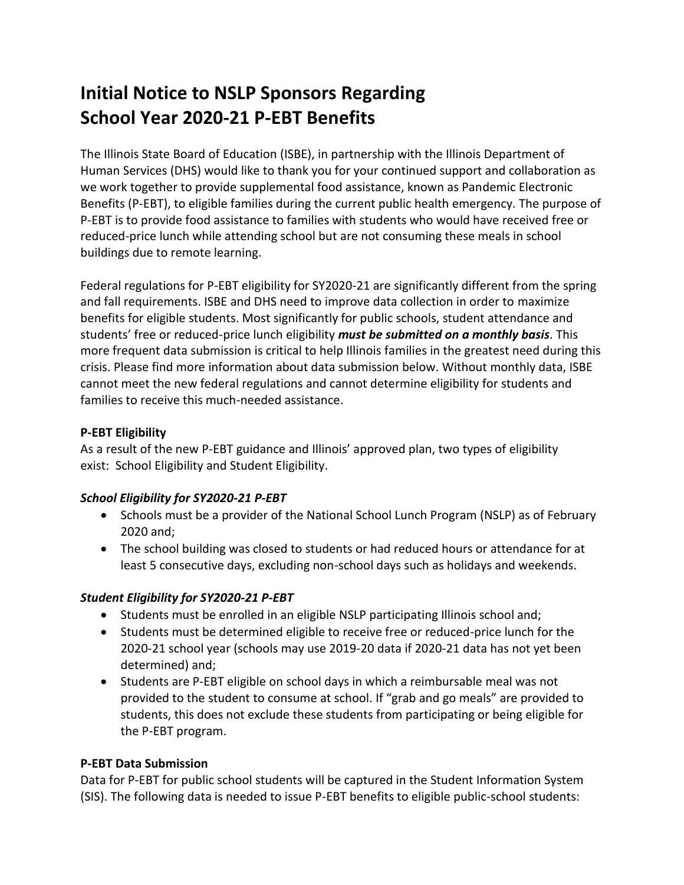# Initial Notice to NSLP Sponsors Regarding School Year 2020-21 P-EBT Benefits

The Illinois State Board of Education (ISBE), in partnership with the Illinois Department of Human Services (DHS) would like to thank you for your continued support and collaboration as we work together to provide supplemental food assistance, known as Pandemic Electronic Benefits (P-EBT), to eligible families during the current public health emergency. The purpose of P-EBT is to provide food assistance to families with students who would have received free or reduced-price lunch while attending school but are not consuming these meals in school buildings due to remote learning.

Federal regulations for P-EBT eligibility for SY2020-21 are significantly different from the spring and fall requirements. ISBE and DHS need to improve data collection in order to maximize benefits for eligible students. Most significantly for public schools, student attendance and students' free or reduced-price lunch eligibility ***must be submitted on a monthly basis***. This more frequent data submission is critical to help Illinois families in the greatest need during this crisis. Please find more information about data submission below. Without monthly data, ISBE cannot meet the new federal regulations and cannot determine eligibility for students and families to receive this much-needed assistance.

**P-EBT Eligibility**

As a result of the new P-EBT guidance and Illinois' approved plan, two types of eligibility exist: School Eligibility and Student Eligibility.

***School Eligibility for SY2020-21 P-EBT***

- Schools must be a provider of the National School Lunch Program (NSLP) as of February 2020 and;
- The school building was closed to students or had reduced hours or attendance for at least 5 consecutive days, excluding non-school days such as holidays and weekends.

***Student Eligibility for SY2020-21 P-EBT***

- Students must be enrolled in an eligible NSLP participating Illinois school and;
- Students must be determined eligible to receive free or reduced-price lunch for the 2020-21 school year (schools may use 2019-20 data if 2020-21 data has not yet been determined) and;
- Students are P-EBT eligible on school days in which a reimbursable meal was not provided to the student to consume at school. If "grab and go meals" are provided to students, this does not exclude these students from participating or being eligible for the P-EBT program.

**P-EBT Data Submission**

Data for P-EBT for public school students will be captured in the Student Information System (SIS). The following data is needed to issue P-EBT benefits to eligible public-school students: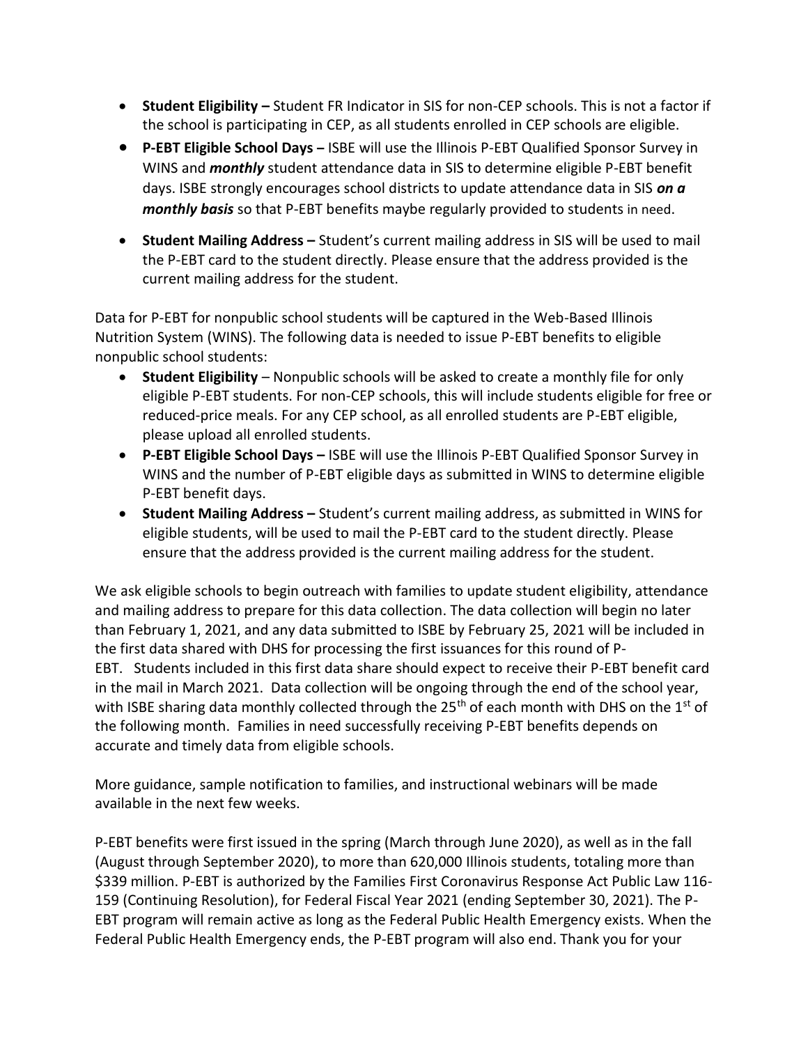- **Student Eligibility –** Student FR Indicator in SIS for non-CEP schools. This is not a factor if the school is participating in CEP, as all students enrolled in CEP schools are eligible.
- **P-EBT Eligible School Days –** ISBE will use the Illinois P-EBT Qualified Sponsor Survey in WINS and ***monthly*** student attendance data in SIS to determine eligible P-EBT benefit days. ISBE strongly encourages school districts to update attendance data in SIS ***on a monthly basis*** so that P-EBT benefits maybe regularly provided to students in need.
- **Student Mailing Address –** Student's current mailing address in SIS will be used to mail the P-EBT card to the student directly. Please ensure that the address provided is the current mailing address for the student.

Data for P-EBT for nonpublic school students will be captured in the Web-Based Illinois Nutrition System (WINS). The following data is needed to issue P-EBT benefits to eligible nonpublic school students:

- **Student Eligibility** – Nonpublic schools will be asked to create a monthly file for only eligible P-EBT students. For non-CEP schools, this will include students eligible for free or reduced-price meals. For any CEP school, as all enrolled students are P-EBT eligible, please upload all enrolled students.
- **P-EBT Eligible School Days –** ISBE will use the Illinois P-EBT Qualified Sponsor Survey in WINS and the number of P-EBT eligible days as submitted in WINS to determine eligible P-EBT benefit days.
- **Student Mailing Address –** Student's current mailing address, as submitted in WINS for eligible students, will be used to mail the P-EBT card to the student directly. Please ensure that the address provided is the current mailing address for the student.

We ask eligible schools to begin outreach with families to update student eligibility, attendance and mailing address to prepare for this data collection. The data collection will begin no later than February 1, 2021, and any data submitted to ISBE by February 25, 2021 will be included in the first data shared with DHS for processing the first issuances for this round of P-EBT. Students included in this first data share should expect to receive their P-EBT benefit card in the mail in March 2021. Data collection will be ongoing through the end of the school year, with ISBE sharing data monthly collected through the 25th of each month with DHS on the 1st of the following month. Families in need successfully receiving P-EBT benefits depends on accurate and timely data from eligible schools.

More guidance, sample notification to families, and instructional webinars will be made available in the next few weeks.

P-EBT benefits were first issued in the spring (March through June 2020), as well as in the fall (August through September 2020), to more than 620,000 Illinois students, totaling more than $339 million. P-EBT is authorized by the Families First Coronavirus Response Act Public Law 116-159 (Continuing Resolution), for Federal Fiscal Year 2021 (ending September 30, 2021). The P-EBT program will remain active as long as the Federal Public Health Emergency exists. When the Federal Public Health Emergency ends, the P-EBT program will also end. Thank you for your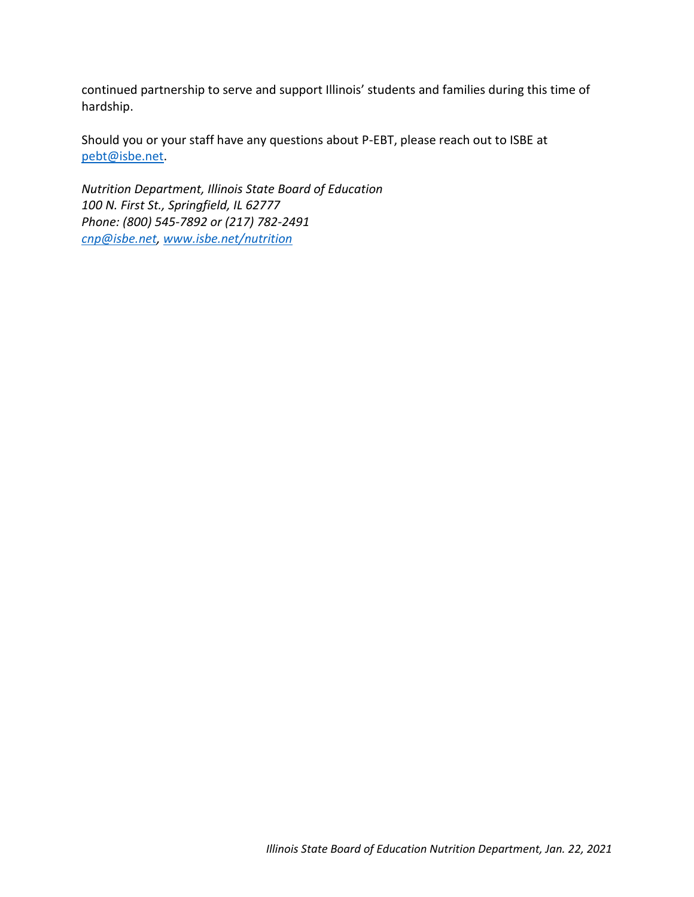continued partnership to serve and support Illinois' students and families during this time of hardship.

Should you or your staff have any questions about P-EBT, please reach out to ISBE at pebt@isbe.net.

*Nutrition Department, Illinois State Board of Education*
*100 N. First St., Springfield, IL 62777*
*Phone: (800) 545-7892 or (217) 782-2491*
*cnp@isbe.net, www.isbe.net/nutrition*

*Illinois State Board of Education Nutrition Department, Jan. 22, 2021*